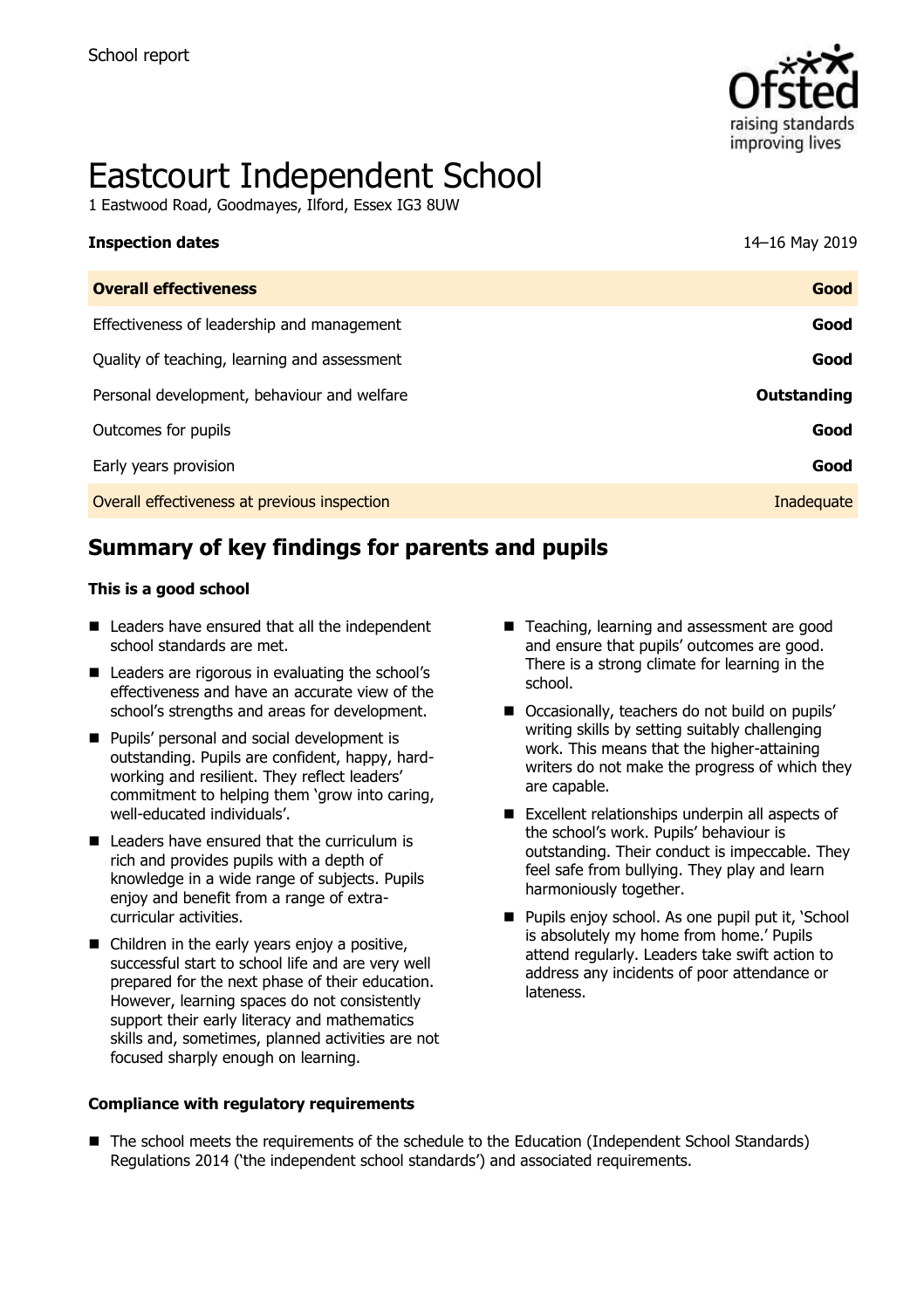School report

# Eastcourt Independent School

1 Eastwood Road, Goodmayes, Ilford, Essex IG3 8UW

| **Inspection dates** | 14–16 May 2019 |
| --- | --- |
| **Overall effectiveness** | **Good** |
| Effectiveness of leadership and management | **Good** |
| Quality of teaching, learning and assessment | **Good** |
| Personal development, behaviour and welfare | **Outstanding** |
| Outcomes for pupils | **Good** |
| Early years provision | **Good** |
| Overall effectiveness at previous inspection | Inadequate |

## Summary of key findings for parents and pupils

### This is a good school

- Leaders have ensured that all the independent school standards are met.
- Leaders are rigorous in evaluating the school's effectiveness and have an accurate view of the school's strengths and areas for development.
- Pupils' personal and social development is outstanding. Pupils are confident, happy, hard-working and resilient. They reflect leaders' commitment to helping them 'grow into caring, well-educated individuals'.
- Leaders have ensured that the curriculum is rich and provides pupils with a depth of knowledge in a wide range of subjects. Pupils enjoy and benefit from a range of extra-curricular activities.
- Children in the early years enjoy a positive, successful start to school life and are very well prepared for the next phase of their education. However, learning spaces do not consistently support their early literacy and mathematics skills and, sometimes, planned activities are not focused sharply enough on learning.
- Teaching, learning and assessment are good and ensure that pupils' outcomes are good. There is a strong climate for learning in the school.
- Occasionally, teachers do not build on pupils' writing skills by setting suitably challenging work. This means that the higher-attaining writers do not make the progress of which they are capable.
- Excellent relationships underpin all aspects of the school's work. Pupils' behaviour is outstanding. Their conduct is impeccable. They feel safe from bullying. They play and learn harmoniously together.
- Pupils enjoy school. As one pupil put it, 'School is absolutely my home from home.' Pupils attend regularly. Leaders take swift action to address any incidents of poor attendance or lateness.

### Compliance with regulatory requirements

- The school meets the requirements of the schedule to the Education (Independent School Standards) Regulations 2014 ('the independent school standards') and associated requirements.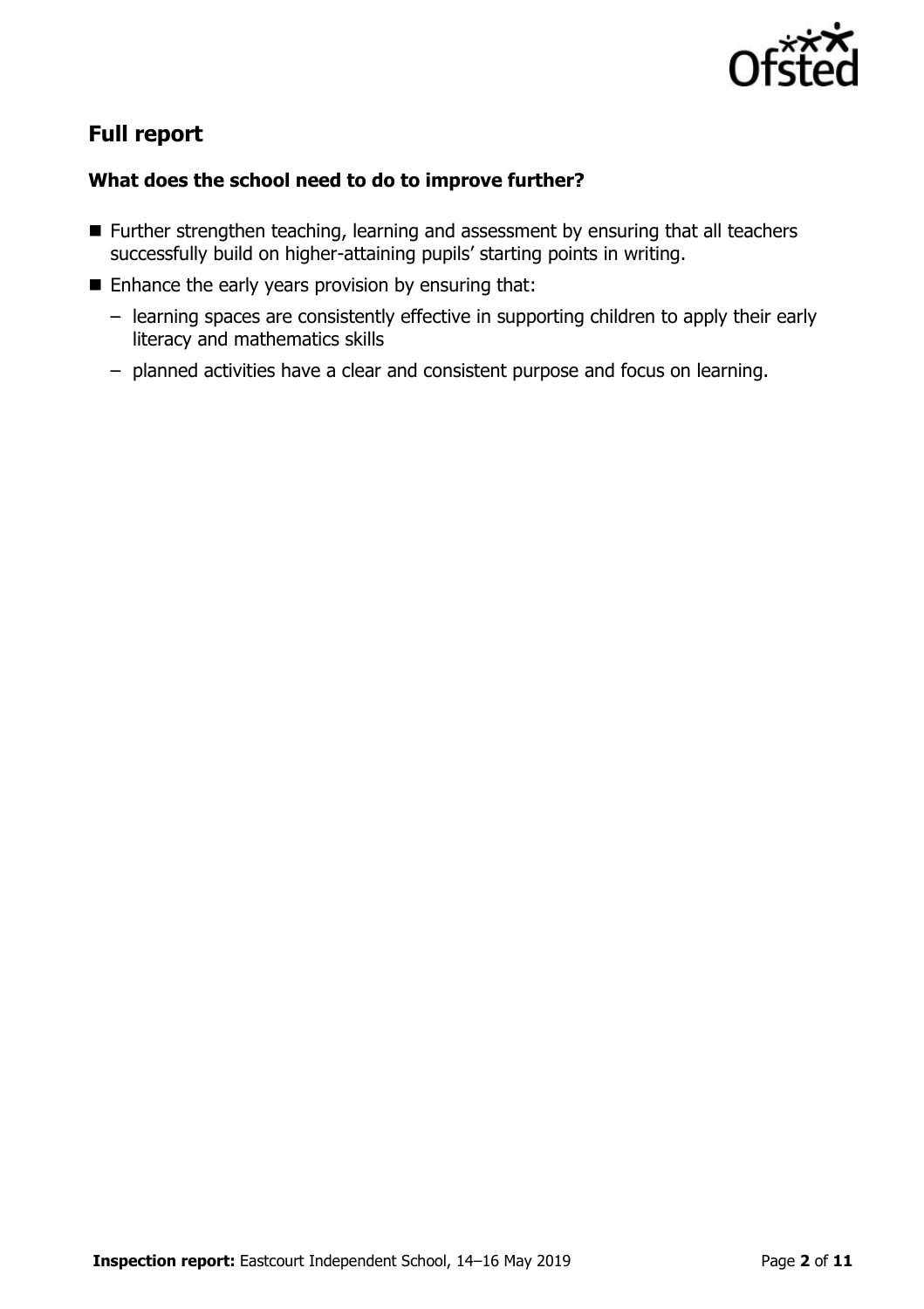## Full report

### What does the school need to do to improve further?

- Further strengthen teaching, learning and assessment by ensuring that all teachers successfully build on higher-attaining pupils' starting points in writing.
- Enhance the early years provision by ensuring that:
  - learning spaces are consistently effective in supporting children to apply their early literacy and mathematics skills
  - planned activities have a clear and consistent purpose and focus on learning.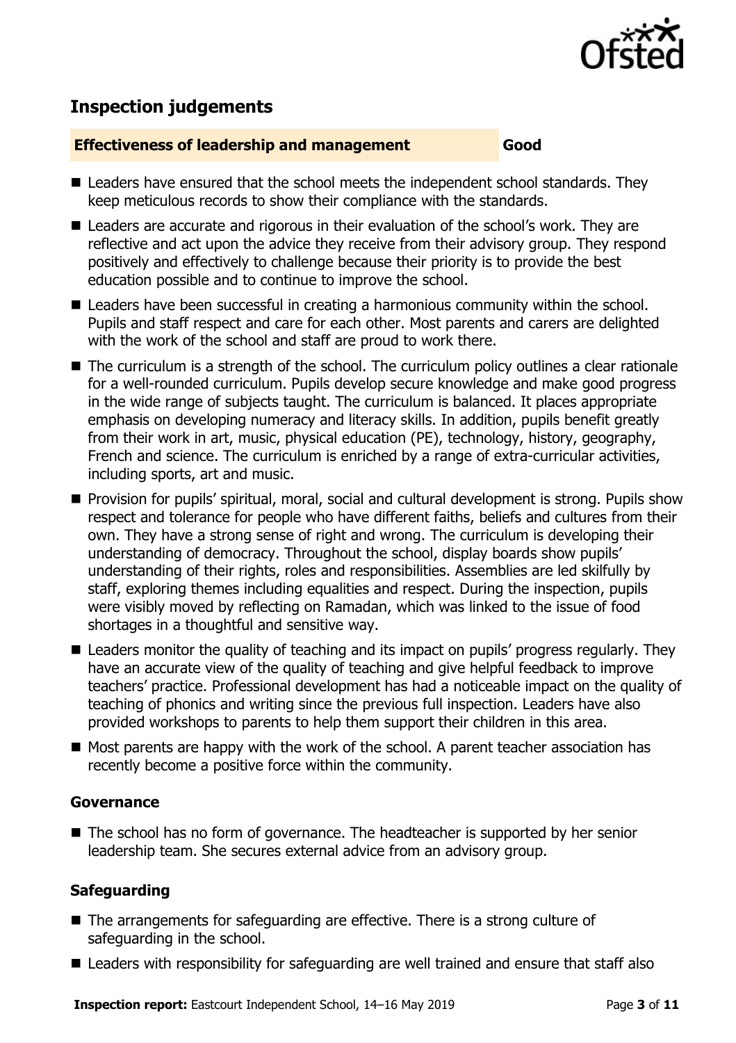## Inspection judgements

**Effectiveness of leadership and management** **Good**

- Leaders have ensured that the school meets the independent school standards. They keep meticulous records to show their compliance with the standards.
- Leaders are accurate and rigorous in their evaluation of the school's work. They are reflective and act upon the advice they receive from their advisory group. They respond positively and effectively to challenge because their priority is to provide the best education possible and to continue to improve the school.
- Leaders have been successful in creating a harmonious community within the school. Pupils and staff respect and care for each other. Most parents and carers are delighted with the work of the school and staff are proud to work there.
- The curriculum is a strength of the school. The curriculum policy outlines a clear rationale for a well-rounded curriculum. Pupils develop secure knowledge and make good progress in the wide range of subjects taught. The curriculum is balanced. It places appropriate emphasis on developing numeracy and literacy skills. In addition, pupils benefit greatly from their work in art, music, physical education (PE), technology, history, geography, French and science. The curriculum is enriched by a range of extra-curricular activities, including sports, art and music.
- Provision for pupils' spiritual, moral, social and cultural development is strong. Pupils show respect and tolerance for people who have different faiths, beliefs and cultures from their own. They have a strong sense of right and wrong. The curriculum is developing their understanding of democracy. Throughout the school, display boards show pupils' understanding of their rights, roles and responsibilities. Assemblies are led skilfully by staff, exploring themes including equalities and respect. During the inspection, pupils were visibly moved by reflecting on Ramadan, which was linked to the issue of food shortages in a thoughtful and sensitive way.
- Leaders monitor the quality of teaching and its impact on pupils' progress regularly. They have an accurate view of the quality of teaching and give helpful feedback to improve teachers' practice. Professional development has had a noticeable impact on the quality of teaching of phonics and writing since the previous full inspection. Leaders have also provided workshops to parents to help them support their children in this area.
- Most parents are happy with the work of the school. A parent teacher association has recently become a positive force within the community.

### Governance

- The school has no form of governance. The headteacher is supported by her senior leadership team. She secures external advice from an advisory group.

### Safeguarding

- The arrangements for safeguarding are effective. There is a strong culture of safeguarding in the school.
- Leaders with responsibility for safeguarding are well trained and ensure that staff also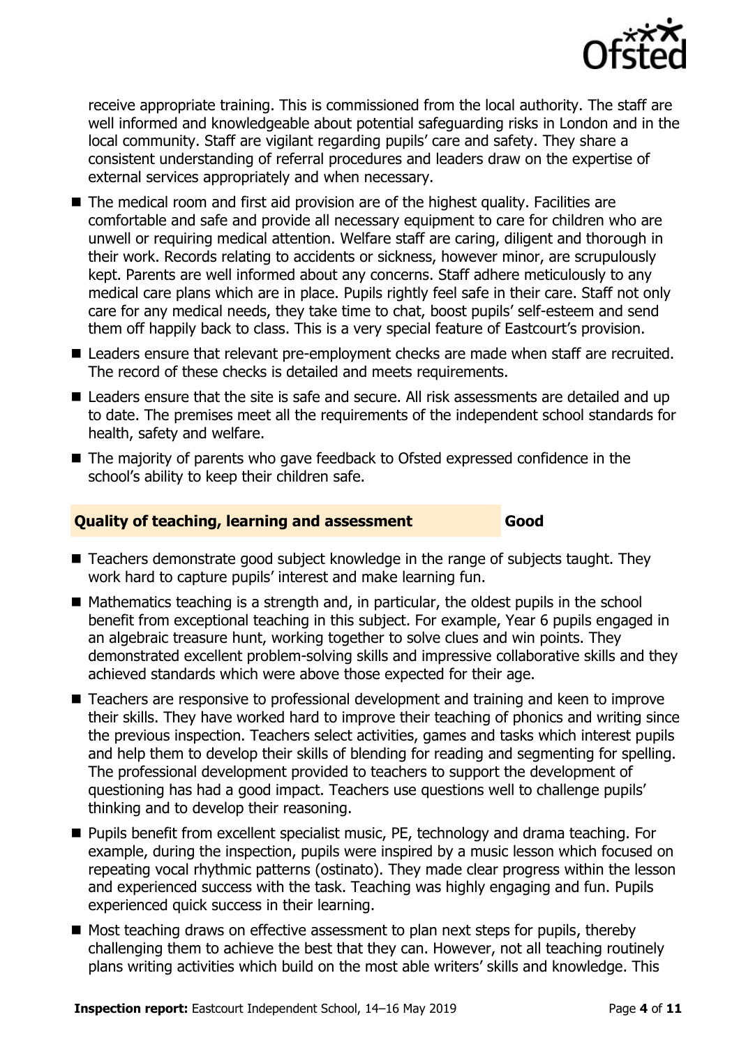receive appropriate training. This is commissioned from the local authority. The staff are well informed and knowledgeable about potential safeguarding risks in London and in the local community. Staff are vigilant regarding pupils' care and safety. They share a consistent understanding of referral procedures and leaders draw on the expertise of external services appropriately and when necessary.

- The medical room and first aid provision are of the highest quality. Facilities are comfortable and safe and provide all necessary equipment to care for children who are unwell or requiring medical attention. Welfare staff are caring, diligent and thorough in their work. Records relating to accidents or sickness, however minor, are scrupulously kept. Parents are well informed about any concerns. Staff adhere meticulously to any medical care plans which are in place. Pupils rightly feel safe in their care. Staff not only care for any medical needs, they take time to chat, boost pupils' self-esteem and send them off happily back to class. This is a very special feature of Eastcourt's provision.
- Leaders ensure that relevant pre-employment checks are made when staff are recruited. The record of these checks is detailed and meets requirements.
- Leaders ensure that the site is safe and secure. All risk assessments are detailed and up to date. The premises meet all the requirements of the independent school standards for health, safety and welfare.
- The majority of parents who gave feedback to Ofsted expressed confidence in the school's ability to keep their children safe.

## Quality of teaching, learning and assessment — Good

- Teachers demonstrate good subject knowledge in the range of subjects taught. They work hard to capture pupils' interest and make learning fun.
- Mathematics teaching is a strength and, in particular, the oldest pupils in the school benefit from exceptional teaching in this subject. For example, Year 6 pupils engaged in an algebraic treasure hunt, working together to solve clues and win points. They demonstrated excellent problem-solving skills and impressive collaborative skills and they achieved standards which were above those expected for their age.
- Teachers are responsive to professional development and training and keen to improve their skills. They have worked hard to improve their teaching of phonics and writing since the previous inspection. Teachers select activities, games and tasks which interest pupils and help them to develop their skills of blending for reading and segmenting for spelling. The professional development provided to teachers to support the development of questioning has had a good impact. Teachers use questions well to challenge pupils' thinking and to develop their reasoning.
- Pupils benefit from excellent specialist music, PE, technology and drama teaching. For example, during the inspection, pupils were inspired by a music lesson which focused on repeating vocal rhythmic patterns (ostinato). They made clear progress within the lesson and experienced success with the task. Teaching was highly engaging and fun. Pupils experienced quick success in their learning.
- Most teaching draws on effective assessment to plan next steps for pupils, thereby challenging them to achieve the best that they can. However, not all teaching routinely plans writing activities which build on the most able writers' skills and knowledge. This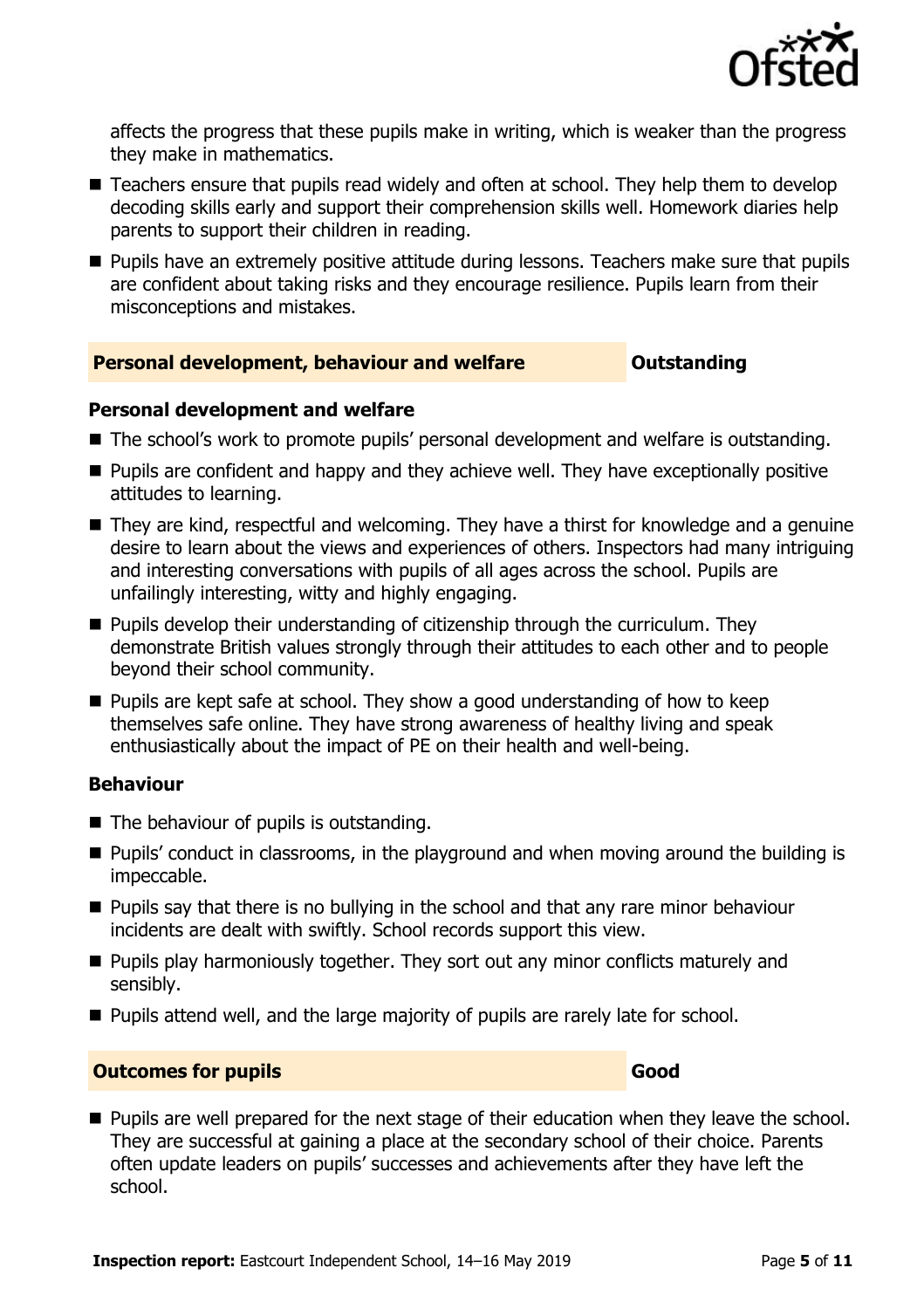affects the progress that these pupils make in writing, which is weaker than the progress they make in mathematics.

- Teachers ensure that pupils read widely and often at school. They help them to develop decoding skills early and support their comprehension skills well. Homework diaries help parents to support their children in reading.
- Pupils have an extremely positive attitude during lessons. Teachers make sure that pupils are confident about taking risks and they encourage resilience. Pupils learn from their misconceptions and mistakes.

## Personal development, behaviour and welfare — Outstanding

### Personal development and welfare

- The school's work to promote pupils' personal development and welfare is outstanding.
- Pupils are confident and happy and they achieve well. They have exceptionally positive attitudes to learning.
- They are kind, respectful and welcoming. They have a thirst for knowledge and a genuine desire to learn about the views and experiences of others. Inspectors had many intriguing and interesting conversations with pupils of all ages across the school. Pupils are unfailingly interesting, witty and highly engaging.
- Pupils develop their understanding of citizenship through the curriculum. They demonstrate British values strongly through their attitudes to each other and to people beyond their school community.
- Pupils are kept safe at school. They show a good understanding of how to keep themselves safe online. They have strong awareness of healthy living and speak enthusiastically about the impact of PE on their health and well-being.

### Behaviour

- The behaviour of pupils is outstanding.
- Pupils' conduct in classrooms, in the playground and when moving around the building is impeccable.
- Pupils say that there is no bullying in the school and that any rare minor behaviour incidents are dealt with swiftly. School records support this view.
- Pupils play harmoniously together. They sort out any minor conflicts maturely and sensibly.
- Pupils attend well, and the large majority of pupils are rarely late for school.

## Outcomes for pupils — Good

- Pupils are well prepared for the next stage of their education when they leave the school. They are successful at gaining a place at the secondary school of their choice. Parents often update leaders on pupils' successes and achievements after they have left the school.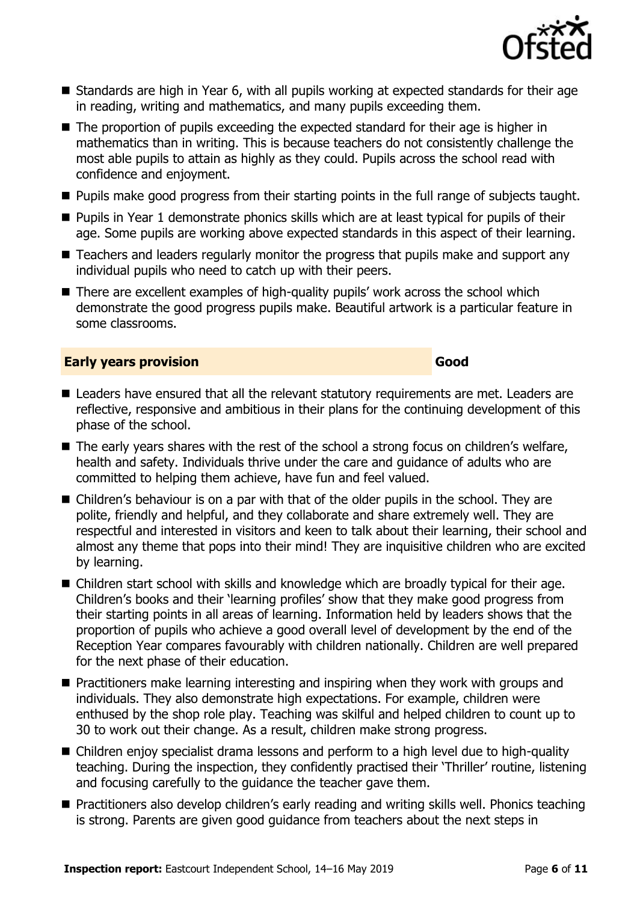- Standards are high in Year 6, with all pupils working at expected standards for their age in reading, writing and mathematics, and many pupils exceeding them.
- The proportion of pupils exceeding the expected standard for their age is higher in mathematics than in writing. This is because teachers do not consistently challenge the most able pupils to attain as highly as they could. Pupils across the school read with confidence and enjoyment.
- Pupils make good progress from their starting points in the full range of subjects taught.
- Pupils in Year 1 demonstrate phonics skills which are at least typical for pupils of their age. Some pupils are working above expected standards in this aspect of their learning.
- Teachers and leaders regularly monitor the progress that pupils make and support any individual pupils who need to catch up with their peers.
- There are excellent examples of high-quality pupils' work across the school which demonstrate the good progress pupils make. Beautiful artwork is a particular feature in some classrooms.

## Early years provision — Good

- Leaders have ensured that all the relevant statutory requirements are met. Leaders are reflective, responsive and ambitious in their plans for the continuing development of this phase of the school.
- The early years shares with the rest of the school a strong focus on children's welfare, health and safety. Individuals thrive under the care and guidance of adults who are committed to helping them achieve, have fun and feel valued.
- Children's behaviour is on a par with that of the older pupils in the school. They are polite, friendly and helpful, and they collaborate and share extremely well. They are respectful and interested in visitors and keen to talk about their learning, their school and almost any theme that pops into their mind! They are inquisitive children who are excited by learning.
- Children start school with skills and knowledge which are broadly typical for their age. Children's books and their 'learning profiles' show that they make good progress from their starting points in all areas of learning. Information held by leaders shows that the proportion of pupils who achieve a good overall level of development by the end of the Reception Year compares favourably with children nationally. Children are well prepared for the next phase of their education.
- Practitioners make learning interesting and inspiring when they work with groups and individuals. They also demonstrate high expectations. For example, children were enthused by the shop role play. Teaching was skilful and helped children to count up to 30 to work out their change. As a result, children make strong progress.
- Children enjoy specialist drama lessons and perform to a high level due to high-quality teaching. During the inspection, they confidently practised their 'Thriller' routine, listening and focusing carefully to the guidance the teacher gave them.
- Practitioners also develop children's early reading and writing skills well. Phonics teaching is strong. Parents are given good guidance from teachers about the next steps in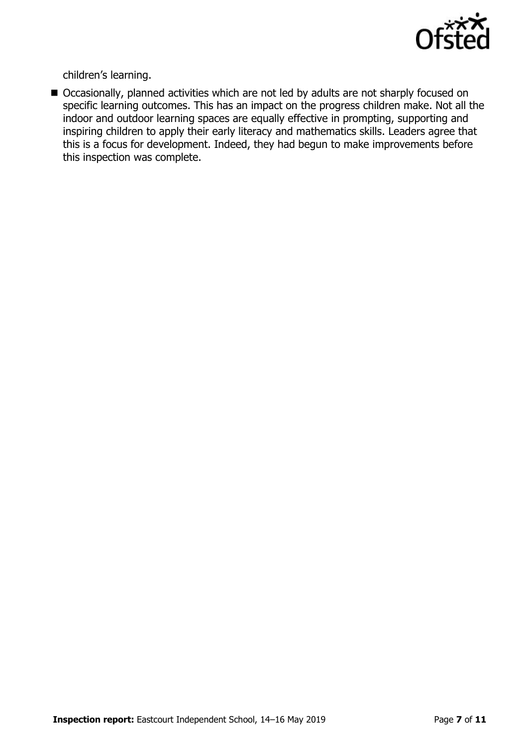children's learning.

- Occasionally, planned activities which are not led by adults are not sharply focused on specific learning outcomes. This has an impact on the progress children make. Not all the indoor and outdoor learning spaces are equally effective in prompting, supporting and inspiring children to apply their early literacy and mathematics skills. Leaders agree that this is a focus for development. Indeed, they had begun to make improvements before this inspection was complete.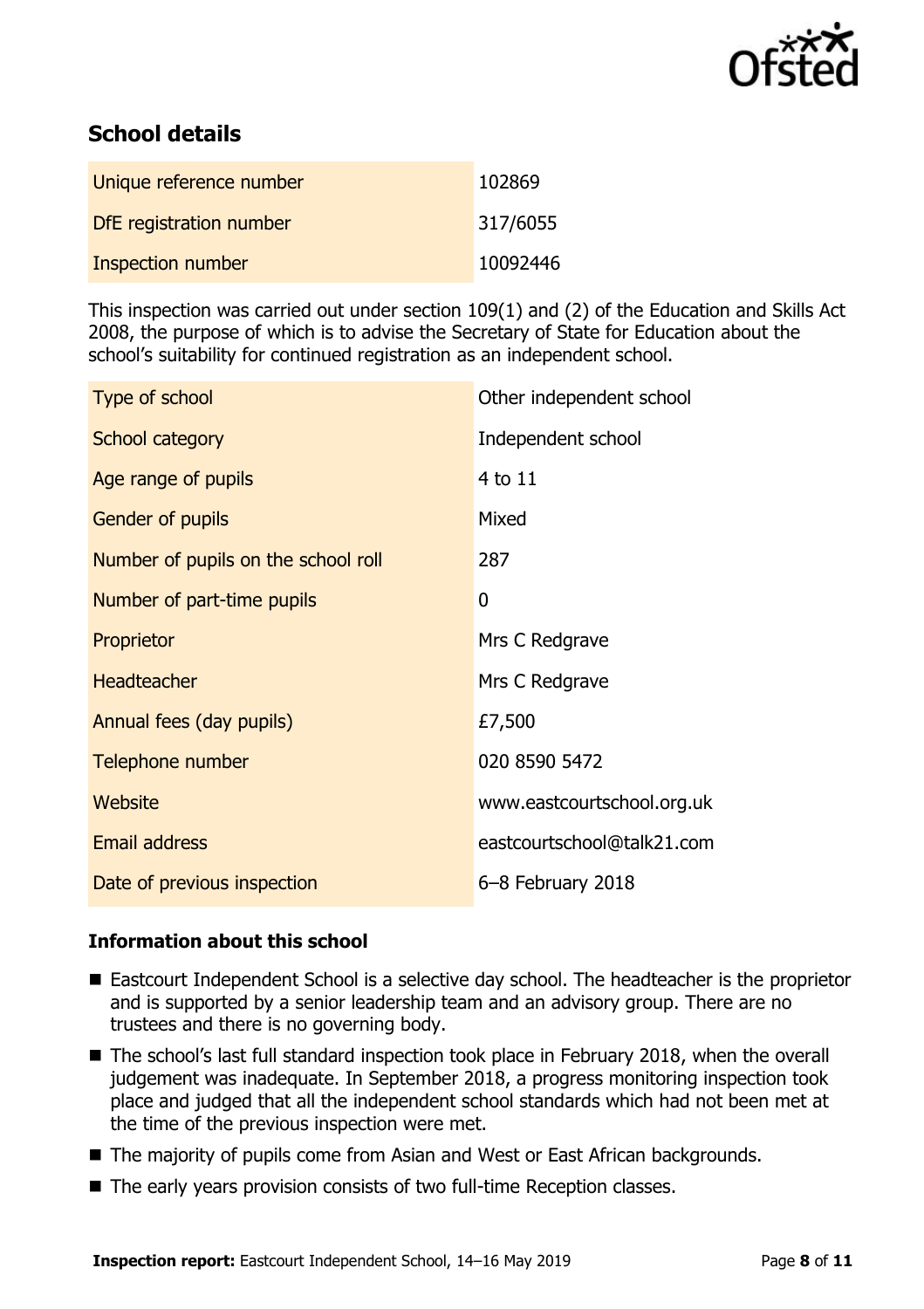## School details

| | |
|---|---|
| Unique reference number | 102869 |
| DfE registration number | 317/6055 |
| Inspection number | 10092446 |

This inspection was carried out under section 109(1) and (2) of the Education and Skills Act 2008, the purpose of which is to advise the Secretary of State for Education about the school's suitability for continued registration as an independent school.

| | |
|---|---|
| Type of school | Other independent school |
| School category | Independent school |
| Age range of pupils | 4 to 11 |
| Gender of pupils | Mixed |
| Number of pupils on the school roll | 287 |
| Number of part-time pupils | 0 |
| Proprietor | Mrs C Redgrave |
| Headteacher | Mrs C Redgrave |
| Annual fees (day pupils) | £7,500 |
| Telephone number | 020 8590 5472 |
| Website | www.eastcourtschool.org.uk |
| Email address | eastcourtschool@talk21.com |
| Date of previous inspection | 6–8 February 2018 |

### Information about this school

- Eastcourt Independent School is a selective day school. The headteacher is the proprietor and is supported by a senior leadership team and an advisory group. There are no trustees and there is no governing body.
- The school's last full standard inspection took place in February 2018, when the overall judgement was inadequate. In September 2018, a progress monitoring inspection took place and judged that all the independent school standards which had not been met at the time of the previous inspection were met.
- The majority of pupils come from Asian and West or East African backgrounds.
- The early years provision consists of two full-time Reception classes.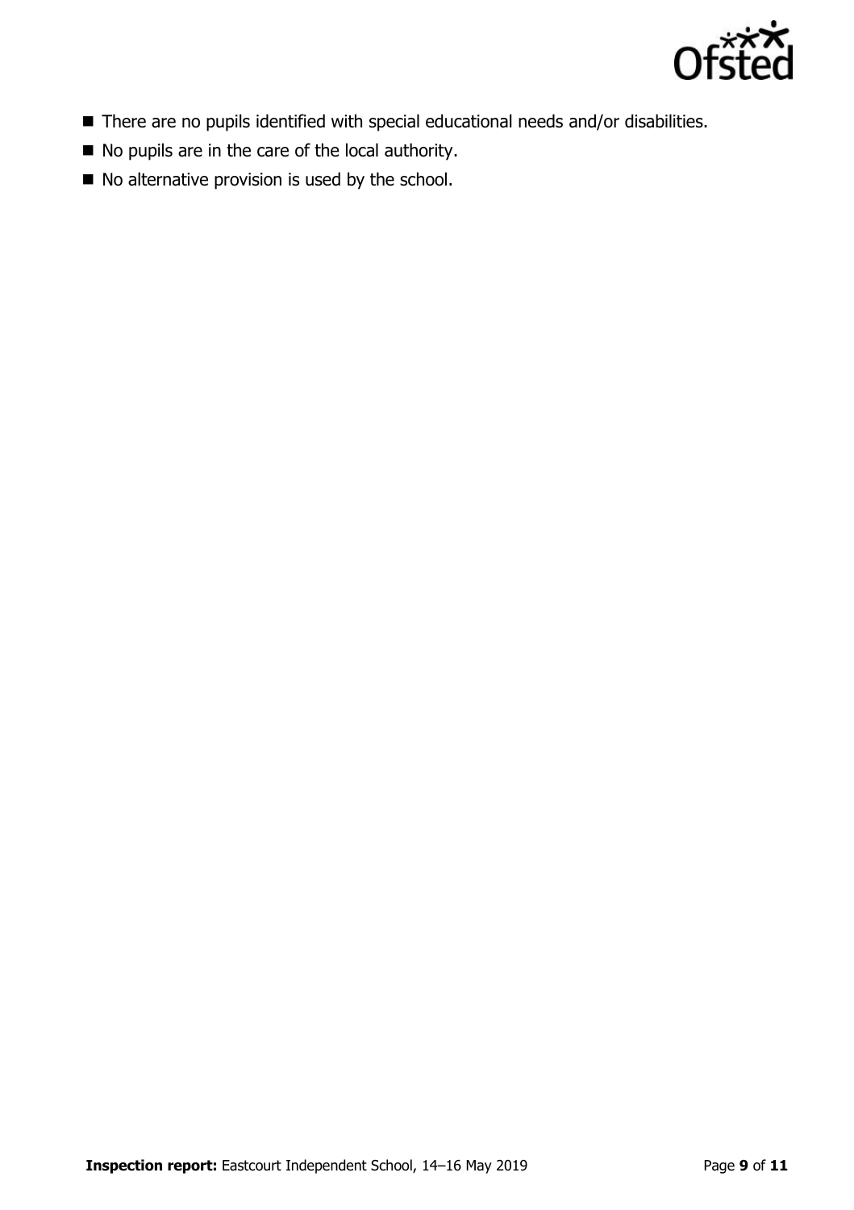- There are no pupils identified with special educational needs and/or disabilities.
- No pupils are in the care of the local authority.
- No alternative provision is used by the school.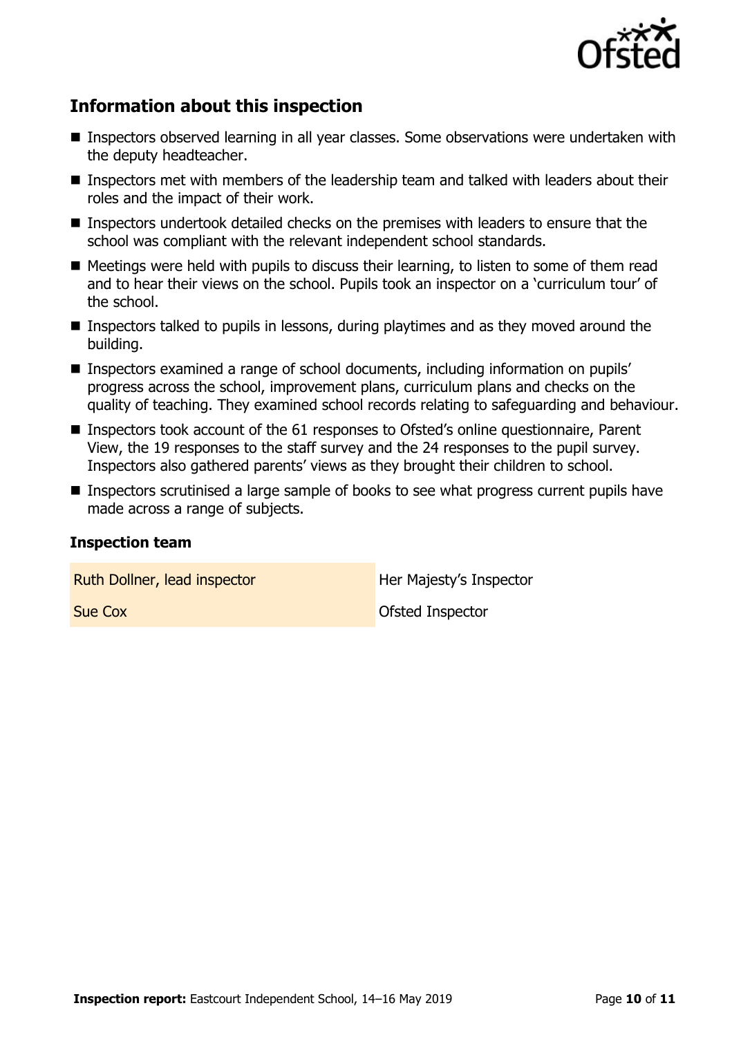## Information about this inspection

- Inspectors observed learning in all year classes. Some observations were undertaken with the deputy headteacher.
- Inspectors met with members of the leadership team and talked with leaders about their roles and the impact of their work.
- Inspectors undertook detailed checks on the premises with leaders to ensure that the school was compliant with the relevant independent school standards.
- Meetings were held with pupils to discuss their learning, to listen to some of them read and to hear their views on the school. Pupils took an inspector on a 'curriculum tour' of the school.
- Inspectors talked to pupils in lessons, during playtimes and as they moved around the building.
- Inspectors examined a range of school documents, including information on pupils' progress across the school, improvement plans, curriculum plans and checks on the quality of teaching. They examined school records relating to safeguarding and behaviour.
- Inspectors took account of the 61 responses to Ofsted's online questionnaire, Parent View, the 19 responses to the staff survey and the 24 responses to the pupil survey. Inspectors also gathered parents' views as they brought their children to school.
- Inspectors scrutinised a large sample of books to see what progress current pupils have made across a range of subjects.

### Inspection team

| | |
|---|---|
| Ruth Dollner, lead inspector | Her Majesty's Inspector |
| Sue Cox | Ofsted Inspector |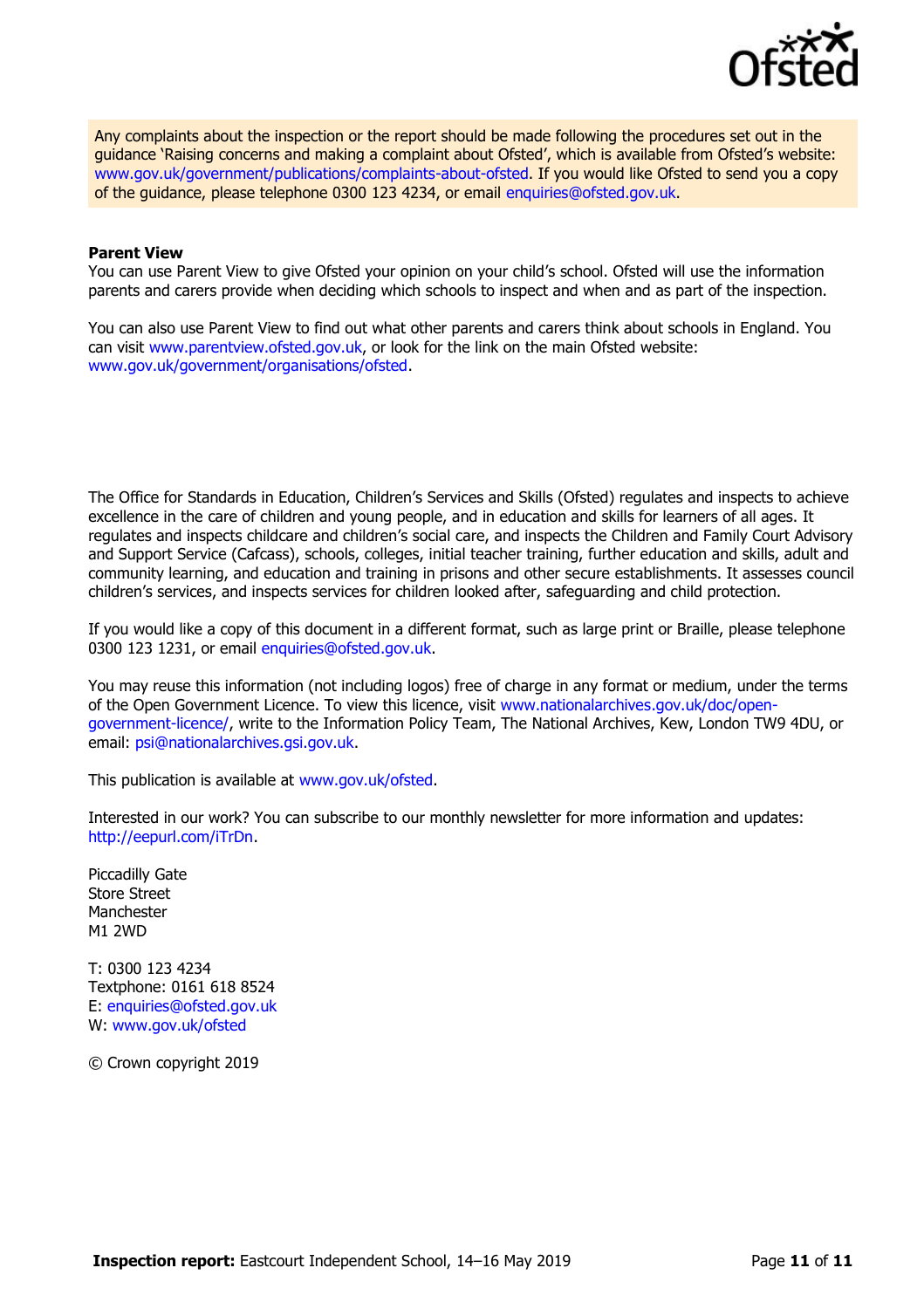Any complaints about the inspection or the report should be made following the procedures set out in the guidance 'Raising concerns and making a complaint about Ofsted', which is available from Ofsted's website: www.gov.uk/government/publications/complaints-about-ofsted. If you would like Ofsted to send you a copy of the guidance, please telephone 0300 123 4234, or email enquiries@ofsted.gov.uk.

**Parent View**

You can use Parent View to give Ofsted your opinion on your child's school. Ofsted will use the information parents and carers provide when deciding which schools to inspect and when and as part of the inspection.

You can also use Parent View to find out what other parents and carers think about schools in England. You can visit www.parentview.ofsted.gov.uk, or look for the link on the main Ofsted website: www.gov.uk/government/organisations/ofsted.

The Office for Standards in Education, Children's Services and Skills (Ofsted) regulates and inspects to achieve excellence in the care of children and young people, and in education and skills for learners of all ages. It regulates and inspects childcare and children's social care, and inspects the Children and Family Court Advisory and Support Service (Cafcass), schools, colleges, initial teacher training, further education and skills, adult and community learning, and education and training in prisons and other secure establishments. It assesses council children's services, and inspects services for children looked after, safeguarding and child protection.

If you would like a copy of this document in a different format, such as large print or Braille, please telephone 0300 123 1231, or email enquiries@ofsted.gov.uk.

You may reuse this information (not including logos) free of charge in any format or medium, under the terms of the Open Government Licence. To view this licence, visit www.nationalarchives.gov.uk/doc/open-government-licence/, write to the Information Policy Team, The National Archives, Kew, London TW9 4DU, or email: psi@nationalarchives.gsi.gov.uk.

This publication is available at www.gov.uk/ofsted.

Interested in our work? You can subscribe to our monthly newsletter for more information and updates: http://eepurl.com/iTrDn.

Piccadilly Gate
Store Street
Manchester
M1 2WD

T: 0300 123 4234
Textphone: 0161 618 8524
E: enquiries@ofsted.gov.uk
W: www.gov.uk/ofsted

© Crown copyright 2019